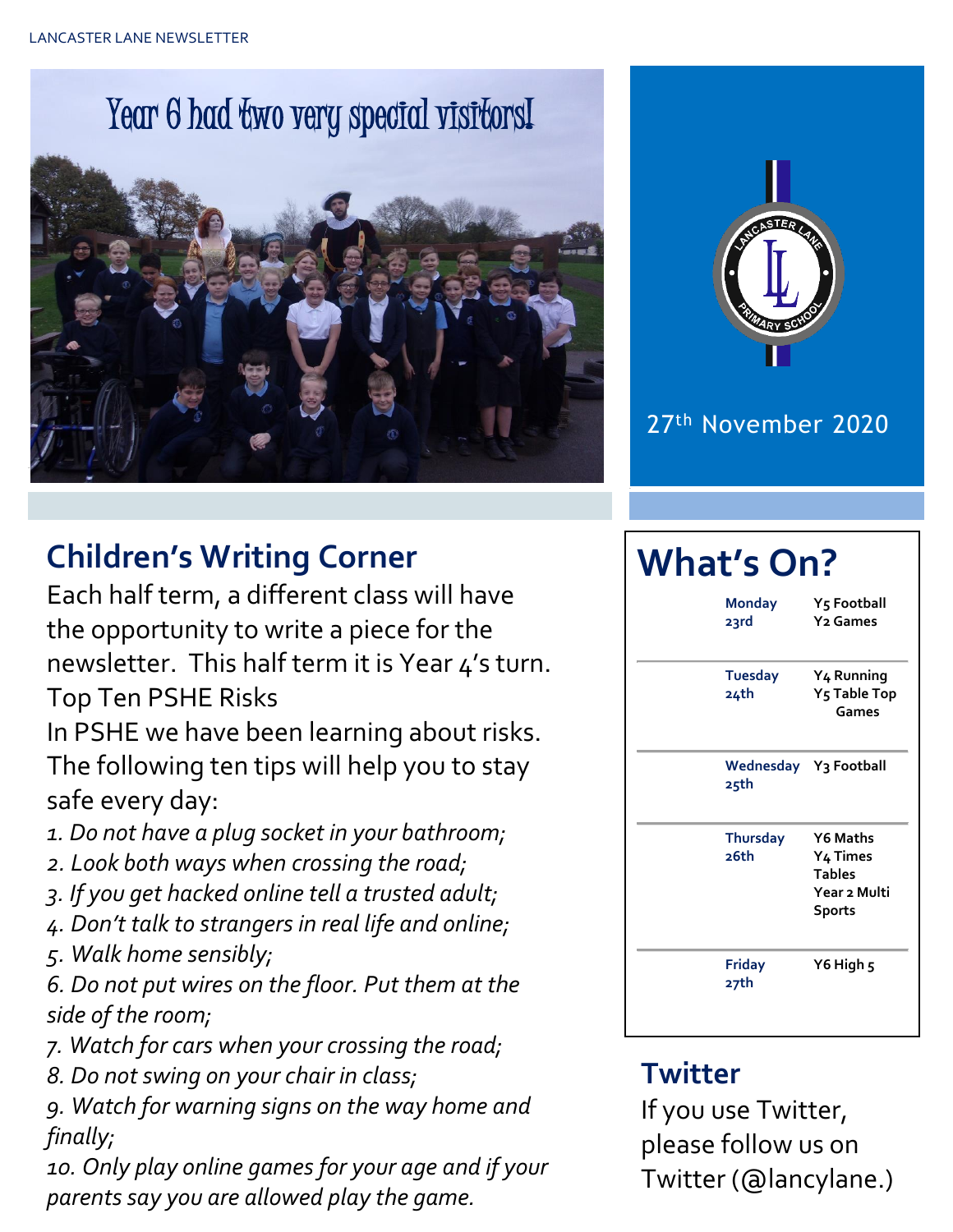# Year 6 had two very special visitors!

27th November 2020

## Children's Writing Corner

Each half term, a different class will have the opportunity to write a piece for the newsletter. This half term it is Year 4's turn.

Top Ten PSHE Risks

In PSHE we have been learning about risks. The following ten tips will help you to stay safe every day:

*1. Do not have a plug socket in your bathroom;*
*2. Look both ways when crossing the road;*
*3. If you get hacked online tell a trusted adult;*
*4. Don't talk to strangers in real life and online;*
*5. Walk home sensibly;*
*6. Do not put wires on the floor. Put them at the side of the room;*
*7. Watch for cars when your crossing the road;*
*8. Do not swing on your chair in class;*
*9. Watch for warning signs on the way home and finally;*
*10. Only play online games for your age and if your parents say you are allowed play the game.*

## What's On?

| Day | Activities |
|---|---|
| Monday 23rd | Y5 Football<br>Y2 Games |
| Tuesday 24th | Y4 Running<br>Y5 Table Top Games |
| Wednesday 25th | Y3 Football |
| Thursday 26th | Y6 Maths<br>Y4 Times Tables<br>Year 2 Multi Sports |
| Friday 27th | Y6 High 5 |

## Twitter

If you use Twitter, please follow us on Twitter (@lancylane.)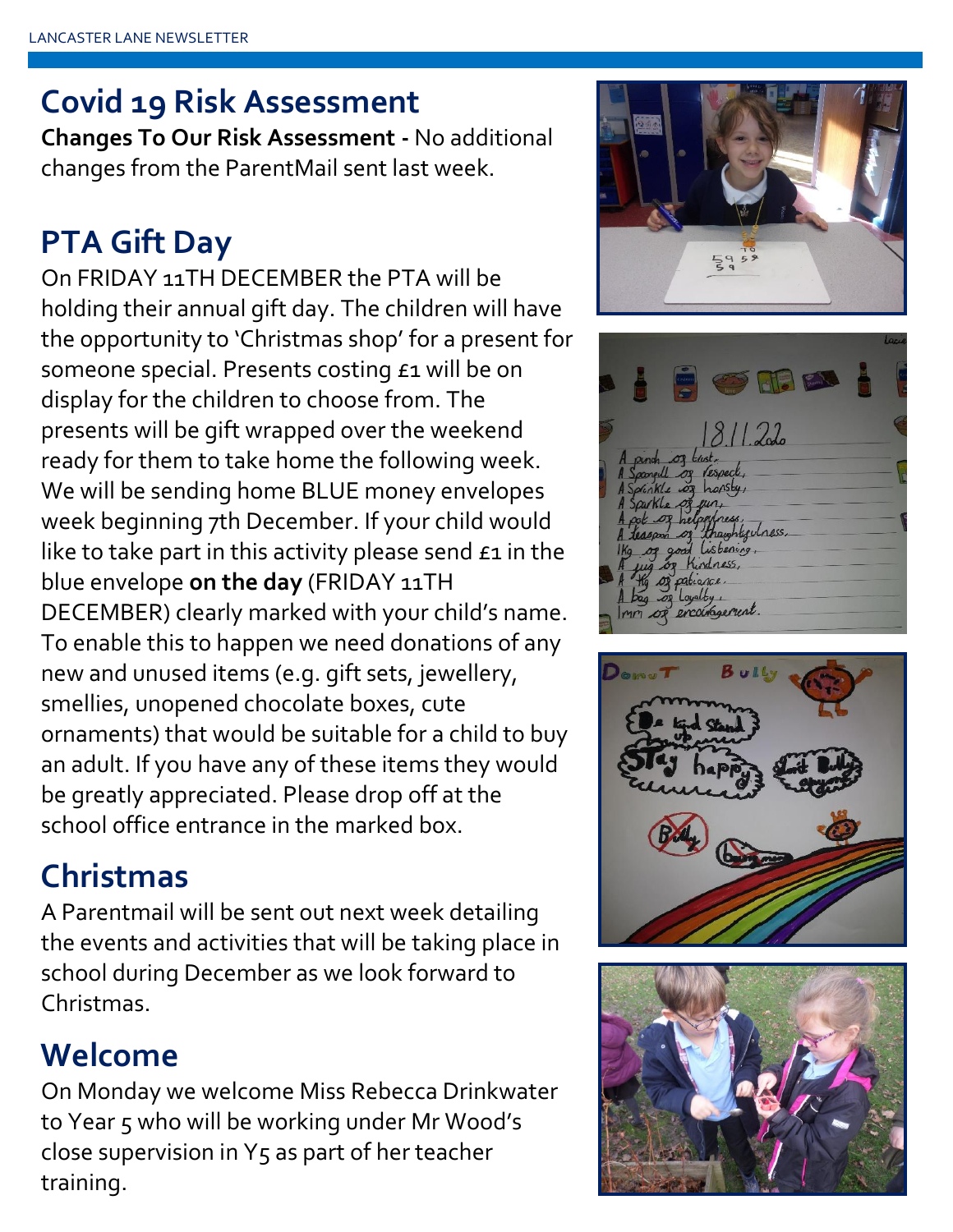## Covid 19 Risk Assessment

**Changes To Our Risk Assessment -** No additional changes from the ParentMail sent last week.

## PTA Gift Day

On FRIDAY 11TH DECEMBER the PTA will be holding their annual gift day. The children will have the opportunity to 'Christmas shop' for a present for someone special. Presents costing £1 will be on display for the children to choose from. The presents will be gift wrapped over the weekend ready for them to take home the following week. We will be sending home BLUE money envelopes week beginning 7th December. If your child would like to take part in this activity please send £1 in the blue envelope **on the day** (FRIDAY 11TH DECEMBER) clearly marked with your child's name. To enable this to happen we need donations of any new and unused items (e.g. gift sets, jewellery, smellies, unopened chocolate boxes, cute ornaments) that would be suitable for a child to buy an adult. If you have any of these items they would be greatly appreciated. Please drop off at the school office entrance in the marked box.

## Christmas

A Parentmail will be sent out next week detailing the events and activities that will be taking place in school during December as we look forward to Christmas.

## Welcome

On Monday we welcome Miss Rebecca Drinkwater to Year 5 who will be working under Mr Wood's close supervision in Y5 as part of her teacher training.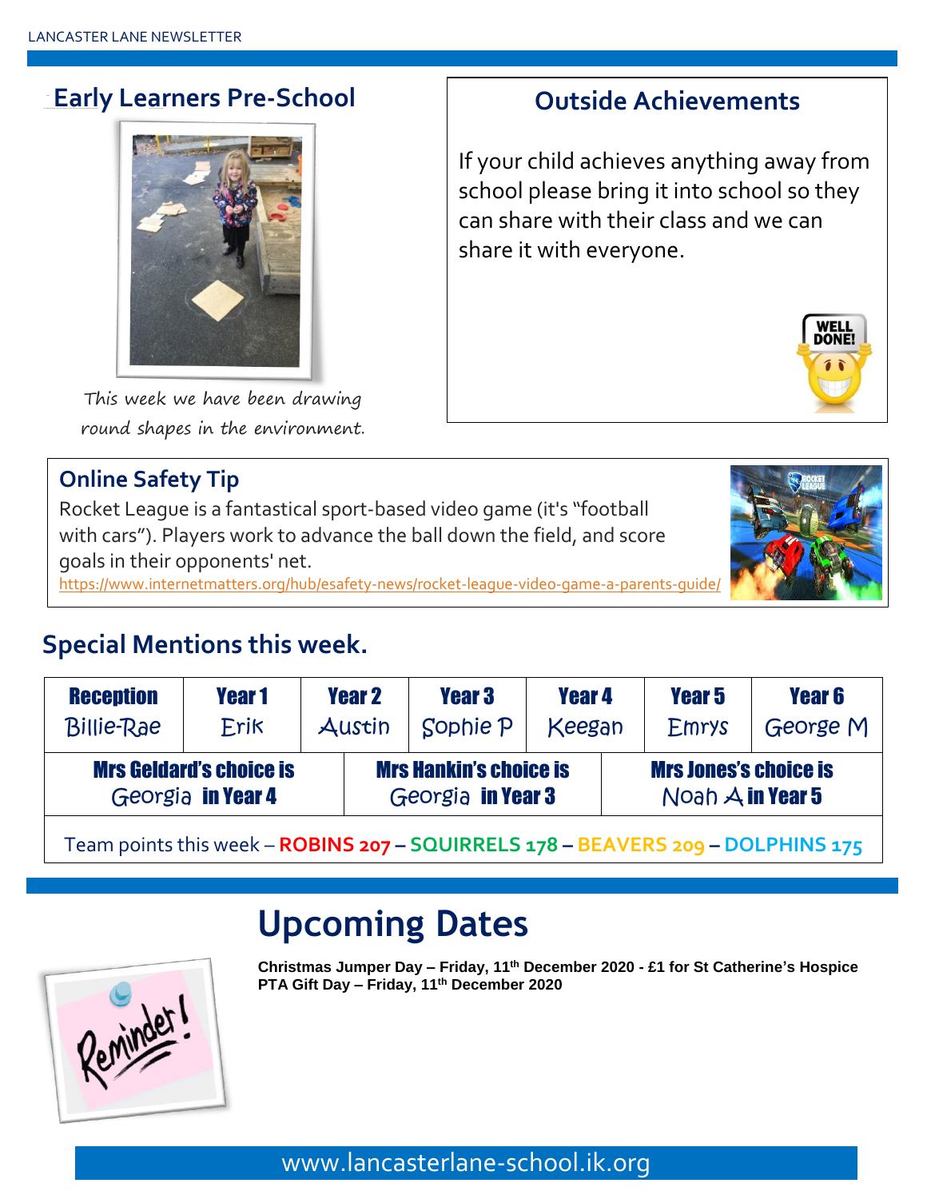## Early Learners Pre-School

This week we have been drawing round shapes in the environment.

## Outside Achievements

If your child achieves anything away from school please bring it into school so they can share with their class and we can share it with everyone.

### Online Safety Tip

Rocket League is a fantastical sport-based video game (it's "football with cars"). Players work to advance the ball down the field, and score goals in their opponents' net.

https://www.internetmatters.org/hub/esafety-news/rocket-league-video-game-a-parents-guide/

## Special Mentions this week.

| Reception | Year 1 | Year 2 | Year 3 | Year 4 | Year 5 | Year 6 |
|---|---|---|---|---|---|---|
| Billie-Rae | Erik | Austin | Sophie P | Keegan | Emrys | George M |

| | | |
|---|---|---|
| **Mrs Geldard's choice is** Georgia **in Year 4** | **Mrs Hankin's choice is** Georgia **in Year 3** | **Mrs Jones's choice is** Noah A **in Year 5** |

Team points this week – **ROBINS 207** – **SQUIRRELS 178** – **BEAVERS 209** – **DOLPHINS 175**

# Upcoming Dates

**Christmas Jumper Day – Friday, 11th December 2020 - £1 for St Catherine's Hospice**
**PTA Gift Day – Friday, 11th December 2020**

www.lancasterlane-school.ik.org